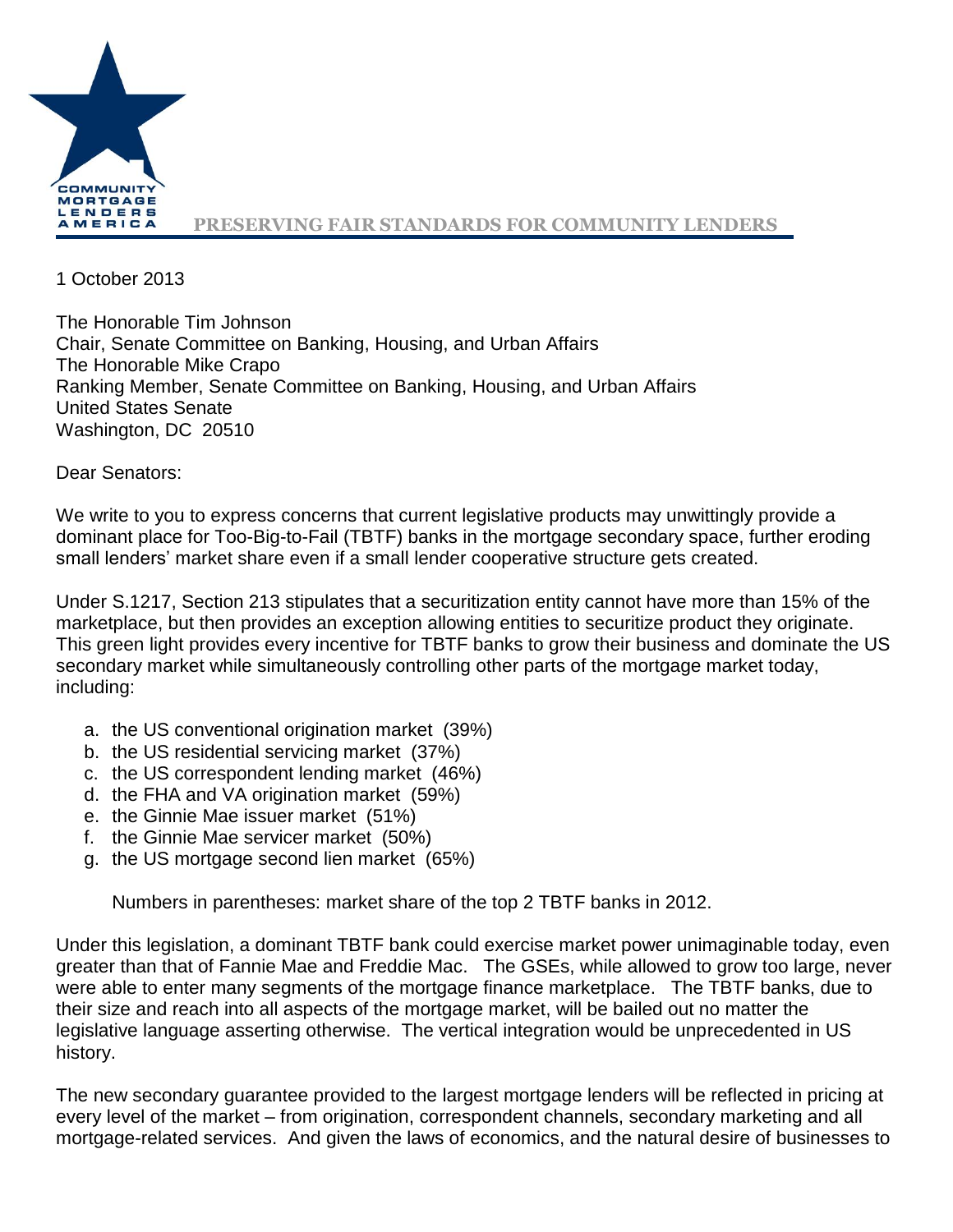**COMMUNITY MORTGAGE LENDERS AMERICA**

**PRESERVING FAIR STANDARDS FOR COMMUNITY LENDERS**

1 October 2013

The Honorable Tim Johnson
Chair, Senate Committee on Banking, Housing, and Urban Affairs
The Honorable Mike Crapo
Ranking Member, Senate Committee on Banking, Housing, and Urban Affairs
United States Senate
Washington, DC 20510

Dear Senators:

We write to you to express concerns that current legislative products may unwittingly provide a dominant place for Too-Big-to-Fail (TBTF) banks in the mortgage secondary space, further eroding small lenders' market share even if a small lender cooperative structure gets created.

Under S.1217, Section 213 stipulates that a securitization entity cannot have more than 15% of the marketplace, but then provides an exception allowing entities to securitize product they originate. This green light provides every incentive for TBTF banks to grow their business and dominate the US secondary market while simultaneously controlling other parts of the mortgage market today, including:

a. the US conventional origination market (39%)
b. the US residential servicing market (37%)
c. the US correspondent lending market (46%)
d. the FHA and VA origination market (59%)
e. the Ginnie Mae issuer market (51%)
f. the Ginnie Mae servicer market (50%)
g. the US mortgage second lien market (65%)

Numbers in parentheses: market share of the top 2 TBTF banks in 2012.

Under this legislation, a dominant TBTF bank could exercise market power unimaginable today, even greater than that of Fannie Mae and Freddie Mac. The GSEs, while allowed to grow too large, never were able to enter many segments of the mortgage finance marketplace. The TBTF banks, due to their size and reach into all aspects of the mortgage market, will be bailed out no matter the legislative language asserting otherwise. The vertical integration would be unprecedented in US history.

The new secondary guarantee provided to the largest mortgage lenders will be reflected in pricing at every level of the market – from origination, correspondent channels, secondary marketing and all mortgage-related services. And given the laws of economics, and the natural desire of businesses to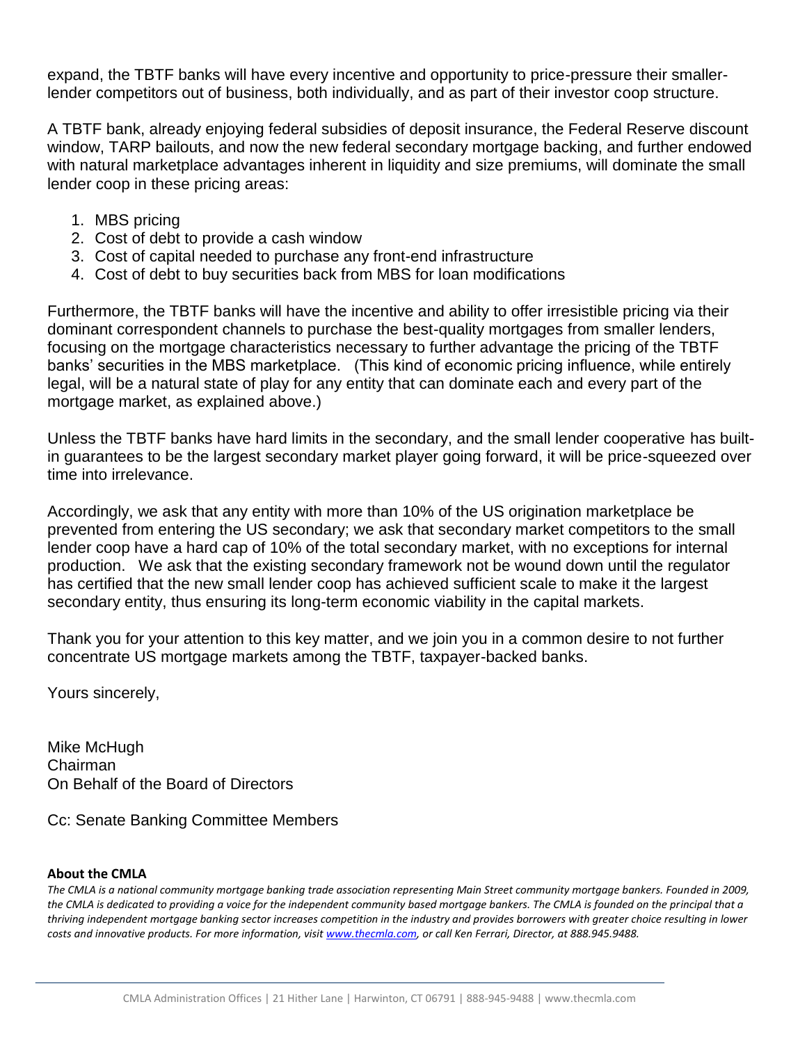expand, the TBTF banks will have every incentive and opportunity to price-pressure their smaller-lender competitors out of business, both individually, and as part of their investor coop structure.

A TBTF bank, already enjoying federal subsidies of deposit insurance, the Federal Reserve discount window, TARP bailouts, and now the new federal secondary mortgage backing, and further endowed with natural marketplace advantages inherent in liquidity and size premiums, will dominate the small lender coop in these pricing areas:

1. MBS pricing
2. Cost of debt to provide a cash window
3. Cost of capital needed to purchase any front-end infrastructure
4. Cost of debt to buy securities back from MBS for loan modifications

Furthermore, the TBTF banks will have the incentive and ability to offer irresistible pricing via their dominant correspondent channels to purchase the best-quality mortgages from smaller lenders, focusing on the mortgage characteristics necessary to further advantage the pricing of the TBTF banks' securities in the MBS marketplace. (This kind of economic pricing influence, while entirely legal, will be a natural state of play for any entity that can dominate each and every part of the mortgage market, as explained above.)

Unless the TBTF banks have hard limits in the secondary, and the small lender cooperative has built-in guarantees to be the largest secondary market player going forward, it will be price-squeezed over time into irrelevance.

Accordingly, we ask that any entity with more than 10% of the US origination marketplace be prevented from entering the US secondary; we ask that secondary market competitors to the small lender coop have a hard cap of 10% of the total secondary market, with no exceptions for internal production. We ask that the existing secondary framework not be wound down until the regulator has certified that the new small lender coop has achieved sufficient scale to make it the largest secondary entity, thus ensuring its long-term economic viability in the capital markets.

Thank you for your attention to this key matter, and we join you in a common desire to not further concentrate US mortgage markets among the TBTF, taxpayer-backed banks.

Yours sincerely,

Mike McHugh
Chairman
On Behalf of the Board of Directors

Cc: Senate Banking Committee Members

**About the CMLA**

*The CMLA is a national community mortgage banking trade association representing Main Street community mortgage bankers. Founded in 2009, the CMLA is dedicated to providing a voice for the independent community based mortgage bankers. The CMLA is founded on the principal that a thriving independent mortgage banking sector increases competition in the industry and provides borrowers with greater choice resulting in lower costs and innovative products. For more information, visit www.thecmla.com, or call Ken Ferrari, Director, at 888.945.9488.*

CMLA Administration Offices | 21 Hither Lane | Harwinton, CT 06791 | 888-945-9488 | www.thecmla.com